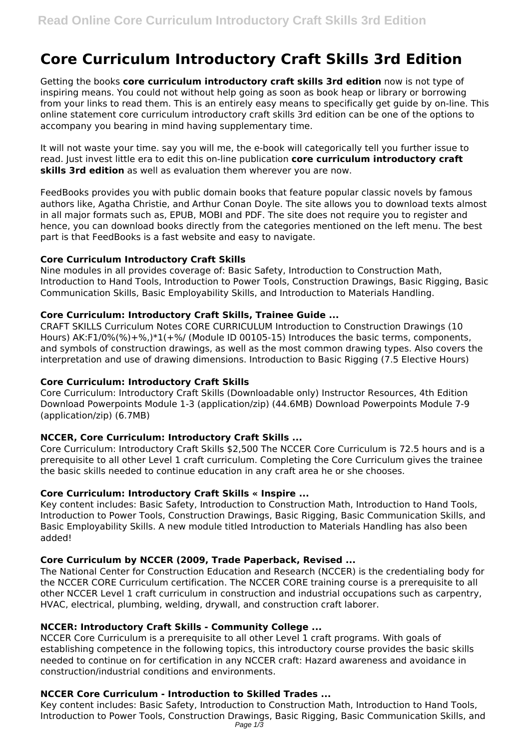# Core Curriculum Introductory Craft Skills 3rd Edition

Getting the books **core curriculum introductory craft skills 3rd edition** now is not type of inspiring means. You could not without help going as soon as book heap or library or borrowing from your links to read them. This is an entirely easy means to specifically get guide by on-line. This online statement core curriculum introductory craft skills 3rd edition can be one of the options to accompany you bearing in mind having supplementary time.

It will not waste your time. say you will me, the e-book will categorically tell you further issue to read. Just invest little era to edit this on-line publication **core curriculum introductory craft skills 3rd edition** as well as evaluation them wherever you are now.

FeedBooks provides you with public domain books that feature popular classic novels by famous authors like, Agatha Christie, and Arthur Conan Doyle. The site allows you to download texts almost in all major formats such as, EPUB, MOBI and PDF. The site does not require you to register and hence, you can download books directly from the categories mentioned on the left menu. The best part is that FeedBooks is a fast website and easy to navigate.

### Core Curriculum Introductory Craft Skills

Nine modules in all provides coverage of: Basic Safety, Introduction to Construction Math, Introduction to Hand Tools, Introduction to Power Tools, Construction Drawings, Basic Rigging, Basic Communication Skills, Basic Employability Skills, and Introduction to Materials Handling.

### Core Curriculum: Introductory Craft Skills, Trainee Guide ...

CRAFT SKILLS Curriculum Notes CORE CURRICULUM Introduction to Construction Drawings (10 Hours) AK:F1/0%(%)+%,)*1(+%/ (Module ID 00105-15) Introduces the basic terms, components, and symbols of construction drawings, as well as the most common drawing types. Also covers the interpretation and use of drawing dimensions. Introduction to Basic Rigging (7.5 Elective Hours)

### Core Curriculum: Introductory Craft Skills

Core Curriculum: Introductory Craft Skills (Downloadable only) Instructor Resources, 4th Edition Download Powerpoints Module 1-3 (application/zip) (44.6MB) Download Powerpoints Module 7-9 (application/zip) (6.7MB)

### NCCER, Core Curriculum: Introductory Craft Skills ...

Core Curriculum: Introductory Craft Skills $2,500 The NCCER Core Curriculum is 72.5 hours and is a prerequisite to all other Level 1 craft curriculum. Completing the Core Curriculum gives the trainee the basic skills needed to continue education in any craft area he or she chooses.

### Core Curriculum: Introductory Craft Skills « Inspire ...

Key content includes: Basic Safety, Introduction to Construction Math, Introduction to Hand Tools, Introduction to Power Tools, Construction Drawings, Basic Rigging, Basic Communication Skills, and Basic Employability Skills. A new module titled Introduction to Materials Handling has also been added!

### Core Curriculum by NCCER (2009, Trade Paperback, Revised ...

The National Center for Construction Education and Research (NCCER) is the credentialing body for the NCCER CORE Curriculum certification. The NCCER CORE training course is a prerequisite to all other NCCER Level 1 craft curriculum in construction and industrial occupations such as carpentry, HVAC, electrical, plumbing, welding, drywall, and construction craft laborer.

### NCCER: Introductory Craft Skills - Community College ...

NCCER Core Curriculum is a prerequisite to all other Level 1 craft programs. With goals of establishing competence in the following topics, this introductory course provides the basic skills needed to continue on for certification in any NCCER craft: Hazard awareness and avoidance in construction/industrial conditions and environments.

### NCCER Core Curriculum - Introduction to Skilled Trades ...

Key content includes: Basic Safety, Introduction to Construction Math, Introduction to Hand Tools, Introduction to Power Tools, Construction Drawings, Basic Rigging, Basic Communication Skills, and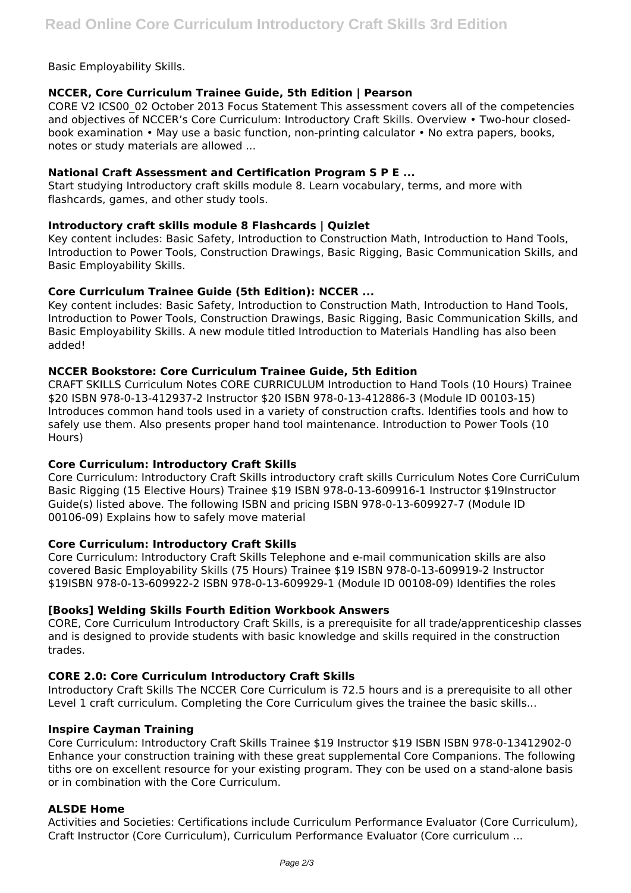Basic Employability Skills.

### NCCER, Core Curriculum Trainee Guide, 5th Edition | Pearson

CORE V2 ICS00_02 October 2013 Focus Statement This assessment covers all of the competencies and objectives of NCCER's Core Curriculum: Introductory Craft Skills. Overview • Two-hour closed-book examination • May use a basic function, non-printing calculator • No extra papers, books, notes or study materials are allowed ...

### National Craft Assessment and Certification Program S P E ...

Start studying Introductory craft skills module 8. Learn vocabulary, terms, and more with flashcards, games, and other study tools.

### Introductory craft skills module 8 Flashcards | Quizlet

Key content includes: Basic Safety, Introduction to Construction Math, Introduction to Hand Tools, Introduction to Power Tools, Construction Drawings, Basic Rigging, Basic Communication Skills, and Basic Employability Skills.

### Core Curriculum Trainee Guide (5th Edition): NCCER ...

Key content includes: Basic Safety, Introduction to Construction Math, Introduction to Hand Tools, Introduction to Power Tools, Construction Drawings, Basic Rigging, Basic Communication Skills, and Basic Employability Skills. A new module titled Introduction to Materials Handling has also been added!

### NCCER Bookstore: Core Curriculum Trainee Guide, 5th Edition

CRAFT SKILLS Curriculum Notes CORE CURRICULUM Introduction to Hand Tools (10 Hours) Trainee $20 ISBN 978-0-13-412937-2 Instructor $20 ISBN 978-0-13-412886-3 (Module ID 00103-15) Introduces common hand tools used in a variety of construction crafts. Identifies tools and how to safely use them. Also presents proper hand tool maintenance. Introduction to Power Tools (10 Hours)

### Core Curriculum: Introductory Craft Skills

Core Curriculum: Introductory Craft Skills introductory craft skills Curriculum Notes Core CurriCulum Basic Rigging (15 Elective Hours) Trainee $19 ISBN 978-0-13-609916-1 Instructor $19Instructor Guide(s) listed above. The following ISBN and pricing ISBN 978-0-13-609927-7 (Module ID 00106-09) Explains how to safely move material

### Core Curriculum: Introductory Craft Skills

Core Curriculum: Introductory Craft Skills Telephone and e-mail communication skills are also covered Basic Employability Skills (75 Hours) Trainee $19 ISBN 978-0-13-609919-2 Instructor $19ISBN 978-0-13-609922-2 ISBN 978-0-13-609929-1 (Module ID 00108-09) Identifies the roles

### [Books] Welding Skills Fourth Edition Workbook Answers

CORE, Core Curriculum Introductory Craft Skills, is a prerequisite for all trade/apprenticeship classes and is designed to provide students with basic knowledge and skills required in the construction trades.

### CORE 2.0: Core Curriculum Introductory Craft Skills

Introductory Craft Skills The NCCER Core Curriculum is 72.5 hours and is a prerequisite to all other Level 1 craft curriculum. Completing the Core Curriculum gives the trainee the basic skills...

### Inspire Cayman Training

Core Curriculum: Introductory Craft Skills Trainee $19 Instructor $19 ISBN ISBN 978-0-13412902-0 Enhance your construction training with these great supplemental Core Companions. The following tiths ore on excellent resource for your existing program. They con be used on a stand-alone basis or in combination with the Core Curriculum.

### ALSDE Home

Activities and Societies: Certifications include Curriculum Performance Evaluator (Core Curriculum), Craft Instructor (Core Curriculum), Curriculum Performance Evaluator (Core curriculum ...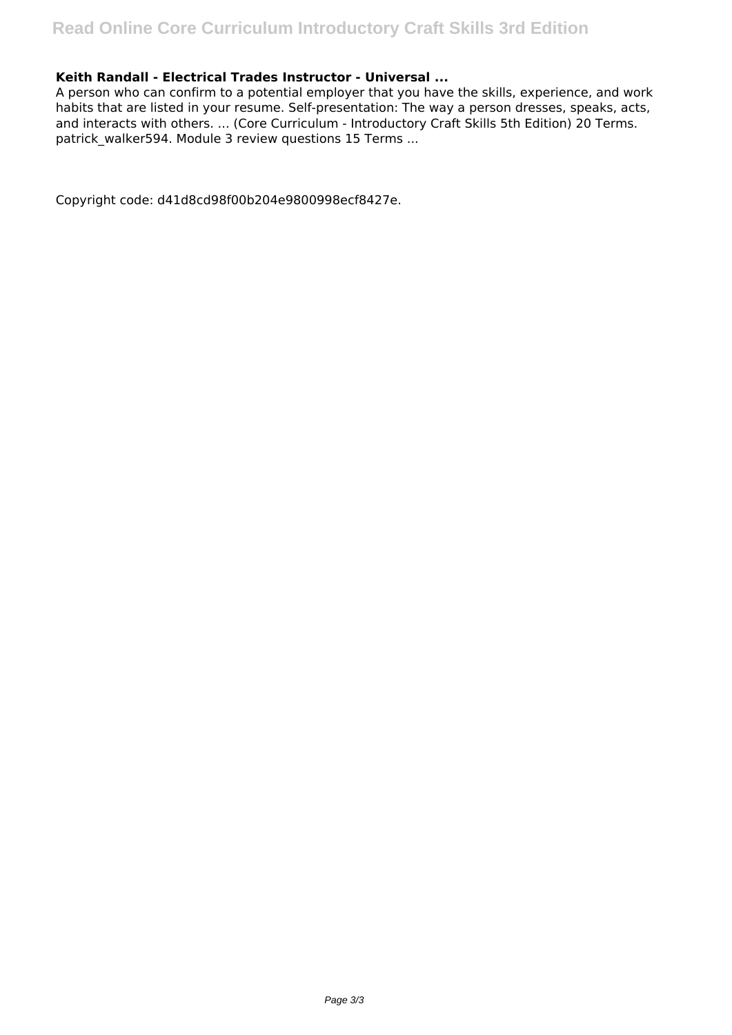**Keith Randall - Electrical Trades Instructor - Universal ...**

A person who can confirm to a potential employer that you have the skills, experience, and work habits that are listed in your resume. Self-presentation: The way a person dresses, speaks, acts, and interacts with others. ... (Core Curriculum - Introductory Craft Skills 5th Edition) 20 Terms. patrick_walker594. Module 3 review questions 15 Terms ...

Copyright code: d41d8cd98f00b204e9800998ecf8427e.